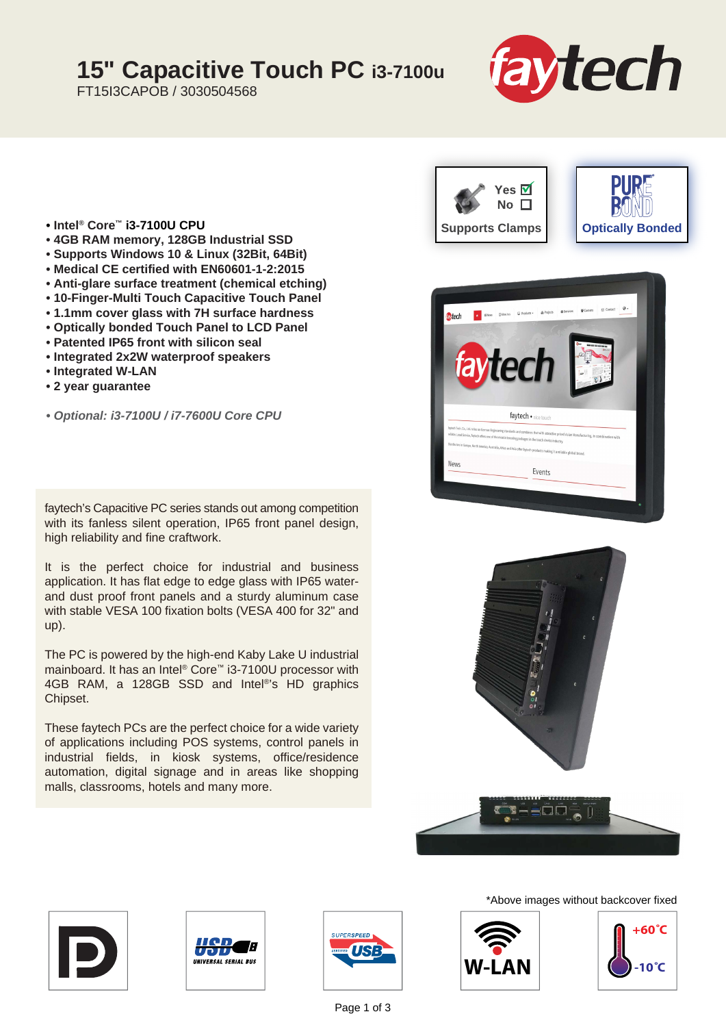# 15" Capacitive Touch PC i3-7100u

FT15I3CAPOB / 3030504568

Supports Clamps: Yes ☑ No ☐

Optically Bonded

- **Intel® Core™ i3-7100U CPU**
- **4GB RAM memory, 128GB Industrial SSD**
- **Supports Windows 10 & Linux (32Bit, 64Bit)**
- **Medical CE certified with EN60601-1-2:2015**
- **Anti-glare surface treatment (chemical etching)**
- **10-Finger-Multi Touch Capacitive Touch Panel**
- **1.1mm cover glass with 7H surface hardness**
- **Optically bonded Touch Panel to LCD Panel**
- **Patented IP65 front with silicon seal**
- **Integrated 2x2W waterproof speakers**
- **Integrated W-LAN**
- **2 year guarantee**

*• Optional: i3-7100U / i7-7600U Core CPU*

faytech's Capacitive PC series stands out among competition with its fanless silent operation, IP65 front panel design, high reliability and fine craftwork.

It is the perfect choice for industrial and business application. It has flat edge to edge glass with IP65 water- and dust proof front panels and a sturdy aluminum case with stable VESA 100 fixation bolts (VESA 400 for 32" and up).

The PC is powered by the high-end Kaby Lake U industrial mainboard. It has an Intel® Core™ i3-7100U processor with 4GB RAM, a 128GB SSD and Intel®'s HD graphics Chipset.

These faytech PCs are the perfect choice for a wide variety of applications including POS systems, control panels in industrial fields, in kiosk systems, office/residence automation, digital signage and in areas like shopping malls, classrooms, hotels and many more.

*Above images without backcover fixed

W-LAN

+60˚C / -10˚C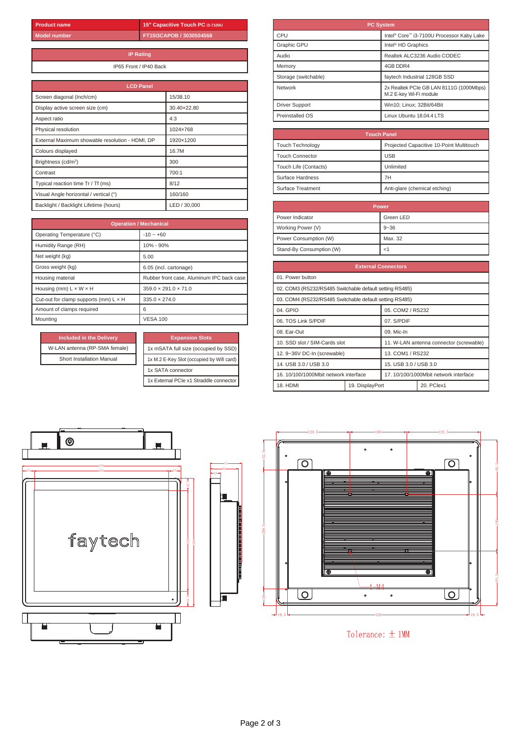| Product name | 15" Capacitive Touch PC i3-7100U |
| --- | --- |
| Model number | FT15I3CAPOB / 3030504568 |

| IP Rating |
| --- |
| IP65 Front / IP40 Back |

| LCD Panel | |
| --- | --- |
| Screen diagonal (Inch/cm) | 15/38.10 |
| Display active screen size (cm) | 30.40×22.80 |
| Aspect ratio | 4:3 |
| Physical resolution | 1024×768 |
| External Maximum showable resolution - HDMI, DP | 1920×1200 |
| Colours displayed | 16.7M |
| Brightness (cd/m²) | 300 |
| Contrast | 700:1 |
| Typical reaction time Tr / Tf (ms) | 8/12 |
| Visual Angle horizontal / vertical (°) | 160/160 |
| Backlight / Backlight Lifetime (hours) | LED / 30,000 |

| Operation / Mechanical | |
| --- | --- |
| Operating Temperature (°C) | -10 ~ +60 |
| Humidity Range (RH) | 10% - 90% |
| Net weight (kg) | 5.00 |
| Gross weight (kg) | 6.05 (incl. cartonage) |
| Housing material | Rubber front case, Aluminum IPC back case |
| Housing (mm) L × W × H | 359.0 × 291.0 × 71.0 |
| Cut-out for clamp supports (mm) L × H | 335.0 × 274.0 |
| Amount of clamps required | 6 |
| Mounting | VESA 100 |

| Included in the Delivery |
| --- |
| W-LAN antenna (RP-SMA female) |
| Short Installation Manual |

| Expansion Slots |
| --- |
| 1x mSATA full size (occupied by SSD) |
| 1x M.2 E-Key Slot (occupied by Wifi card) |
| 1x SATA connector |
| 1x External PCIe x1 Straddle connector |

| PC System | |
| --- | --- |
| CPU | Intel® Core™ i3-7100U Processor Kaby Lake |
| Graphic GPU | Intel® HD Graphics |
| Audio | Realtek ALC3236 Audio CODEC |
| Memory | 4GB DDR4 |
| Storage (switchable) | faytech Industrial 128GB SSD |
| Network | 2x Realtek PCIe GB LAN 8111G (1000Mbps) M.2 E-key Wi-Fi module |
| Driver Support | Win10; Linux; 32Bit/64Bit |
| Preinstalled OS | Linux Ubuntu 18.04.4 LTS |

| Touch Panel | |
| --- | --- |
| Touch Technology | Projected Capacitive 10-Point Multitouch |
| Touch Connector | USB |
| Touch Life (Contacts) | Unlimited |
| Surface Hardness | 7H |
| Surface Treatment | Anti-glare (chemical etching) |

| Power | |
| --- | --- |
| Power Indicator | Green LED |
| Working Power (V) | 9~36 |
| Power Consumption (W) | Max. 32 |
| Stand-By Consumption (W) | <1 |

| External Connectors | | |
| --- | --- | --- |
| 01. Power button | | |
| 02. COM3 (RS232/RS485 Switchable default setting RS485) | | |
| 03. COM4 (RS232/RS485 Switchable default setting RS485) | | |
| 04. GPIO | 05. COM2 / RS232 | |
| 06. TOS Link S/PDIF | 07. S/PDIF | |
| 08. Ear-Out | 09. Mic-In | |
| 10. SSD slot / SIM-Cards slot | 11. W-LAN antenna connector (screwable) | |
| 12. 9~36V DC-In (screwable) | 13. COM1 / RS232 | |
| 14. USB 3.0 / USB 3.0 | 15. USB 3.0 / USB 3.0 | |
| 16. 10/100/1000Mbit network interface | 17. 10/100/1000Mbit network interface | |
| 18. HDMI | 19. DisplayPort | 20. PCIex1 |

Tolerance: ± 1MM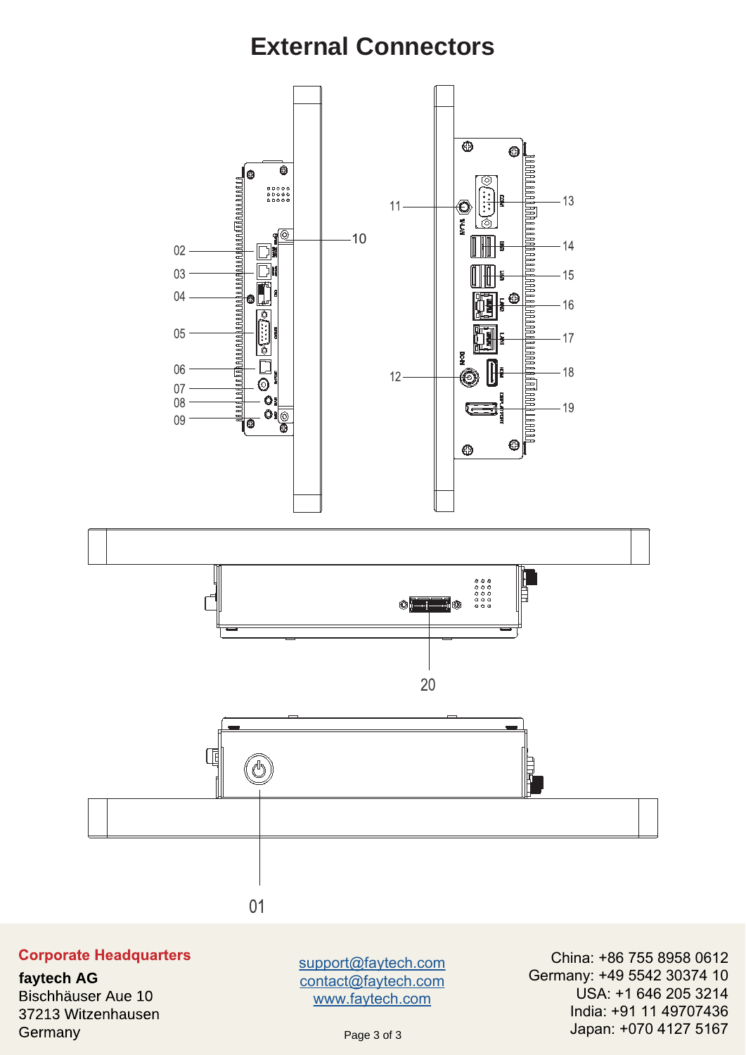# External Connectors

11
13
10
02
14
03
15
04
16
05
17
06
12
18
07
08
19
09

20

01

**Corporate Headquarters**

**faytech AG**
Bischhäuser Aue 10
37213 Witzenhausen
Germany

support@faytech.com
contact@faytech.com
www.faytech.com

China: +86 755 8958 0612
Germany: +49 5542 30374 10
USA: +1 646 205 3214
India: +91 11 49707436
Japan: +070 4127 5167